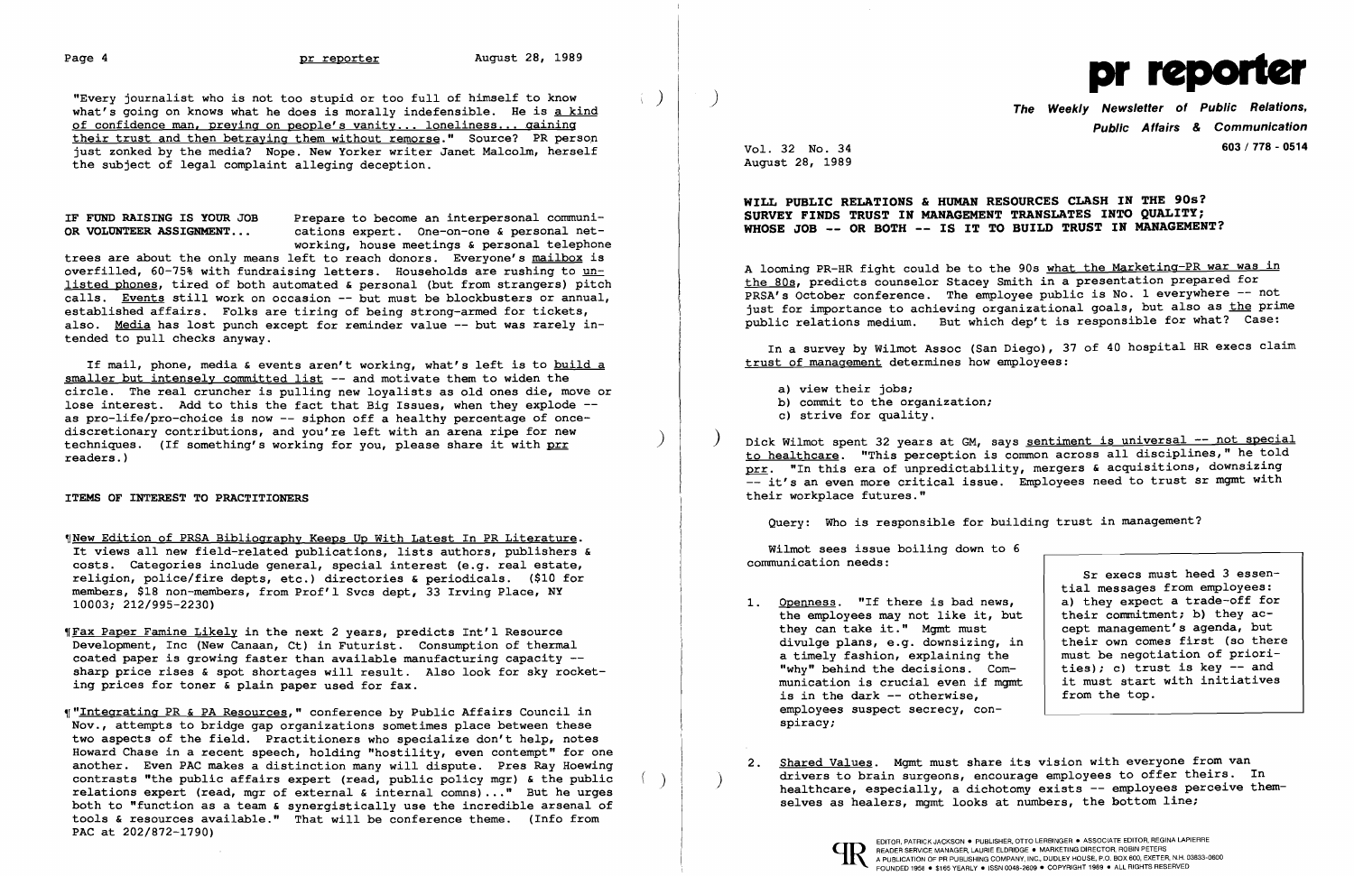"Every journalist who is not too stupid or too full of himself to know what's going on knows what he does is morally indefensible. He is a kind of confidence man, preying on people's vanity... loneliness... gaining their trust and then betraying them without remorse." Source? PR person just zonked by the media? Nope. New Yorker writer Janet Malcolm, herself the subject of legal complaint alleging deception.

**IF FUND RAISING IS YOUR JOB OR VOLUNTEER ASSIGNMENT...** Prepare to become an interpersonal communications expert. One-on-one & personal networking, house meetings & personal telephone trees are about the only means left to reach donors. Everyone's mailbox is overfilled, 60-75% with fundraising letters. Households are rushing to unlisted phones, tired of both automated & personal (but from strangers) pitch calls. Events still work on occasion -- but must be blockbusters or annual, established affairs. Folks are tiring of being strong-armed for tickets, also. Media has lost punch except for reminder value -- but was rarely intended to pull checks anyway.

If mail, phone, media & events aren't working, what's left is to build a smaller but intensely committed list -- and motivate them to widen the circle. The real cruncher is pulling new loyalists as old ones die, move or lose interest. Add to this the fact that Big Issues, when they explode -- as pro-life/pro-choice is now -- siphon off a healthy percentage of once-discretionary contributions, and you're left with an arena ripe for new techniques. (If something's working for you, please share it with prr readers.)

## ITEMS OF INTEREST TO PRACTITIONERS

¶New Edition of PRSA Bibliography Keeps Up With Latest In PR Literature. It views all new field-related publications, lists authors, publishers & costs. Categories include general, special interest (e.g. real estate, religion, police/fire depts, etc.) directories & periodicals. ($10 for members, $18 non-members, from Prof'l Svcs dept, 33 Irving Place, NY 10003; 212/995-2230)

¶Fax Paper Famine Likely in the next 2 years, predicts Int'l Resource Development, Inc (New Canaan, Ct) in Futurist. Consumption of thermal coated paper is growing faster than available manufacturing capacity -- sharp price rises & spot shortages will result. Also look for sky rocketing prices for toner & plain paper used for fax.

¶"Integrating PR & PA Resources," conference by Public Affairs Council in Nov., attempts to bridge gap organizations sometimes place between these two aspects of the field. Practitioners who specialize don't help, notes Howard Chase in a recent speech, holding "hostility, even contempt" for one another. Even PAC makes a distinction many will dispute. Pres Ray Hoewing contrasts "the public affairs expert (read, public policy mgr) & the public relations expert (read, mgr of external & internal comns)..." But he urges both to "function as a team & synergistically use the incredible arsenal of tools & resources available." That will be conference theme. (Info from PAC at 202/872-1790)

# pr reporter

**The Weekly Newsletter of Public Relations, Public Affairs & Communication**

603 / 778 - 0514

Vol. 32 No. 34
August 28, 1989

## WILL PUBLIC RELATIONS & HUMAN RESOURCES CLASH IN THE 90s? SURVEY FINDS TRUST IN MANAGEMENT TRANSLATES INTO QUALITY; WHOSE JOB -- OR BOTH -- IS IT TO BUILD TRUST IN MANAGEMENT?

A looming PR-HR fight could be to the 90s what the Marketing-PR war was in the 80s, predicts counselor Stacey Smith in a presentation prepared for PRSA's October conference. The employee public is No. 1 everywhere -- not just for importance to achieving organizational goals, but also as the prime public relations medium. But which dep't is responsible for what? Case:

In a survey by Wilmot Assoc (San Diego), 37 of 40 hospital HR execs claim trust of management determines how employees:

a) view their jobs;
b) commit to the organization;
c) strive for quality.

Dick Wilmot spent 32 years at GM, says sentiment is universal -- not special to healthcare. "This perception is common across all disciplines," he told prr. "In this era of unpredictability, mergers & acquisitions, downsizing -- it's an even more critical issue. Employees need to trust sr mgmt with their workplace futures."

Query: Who is responsible for building trust in management?

Wilmot sees issue boiling down to 6 communication needs:

> Sr execs must heed 3 essential messages from employees: a) they expect a trade-off for their commitment; b) they accept management's agenda, but their own comes first (so there must be negotiation of priorities); c) trust is key -- and it must start with initiatives from the top.

1. Openness. "If there is bad news, the employees may not like it, but they can take it." Mgmt must divulge plans, e.g. downsizing, in a timely fashion, explaining the "why" behind the decisions. Communication is crucial even if mgmt is in the dark -- otherwise, employees suspect secrecy, conspiracy;

2. Shared Values. Mgmt must share its vision with everyone from van drivers to brain surgeons, encourage employees to offer theirs. In healthcare, especially, a dichotomy exists -- employees perceive themselves as healers, mgmt looks at numbers, the bottom line;

EDITOR, PATRICK JACKSON • PUBLISHER, OTTO LERBINGER • ASSOCIATE EDITOR, REGINA LAPIERRE
READER SERVICE MANAGER, LAURIE ELDRIDGE • MARKETING DIRECTOR, ROBIN PETERS
A PUBLICATION OF PR PUBLISHING COMPANY, INC., DUDLEY HOUSE, P.O. BOX 600, EXETER, N.H. 03833-0600
FOUNDED 1958 • $165 YEARLY • ISSN 0048-2609 • COPYRIGHT 1989 • ALL RIGHTS RESERVED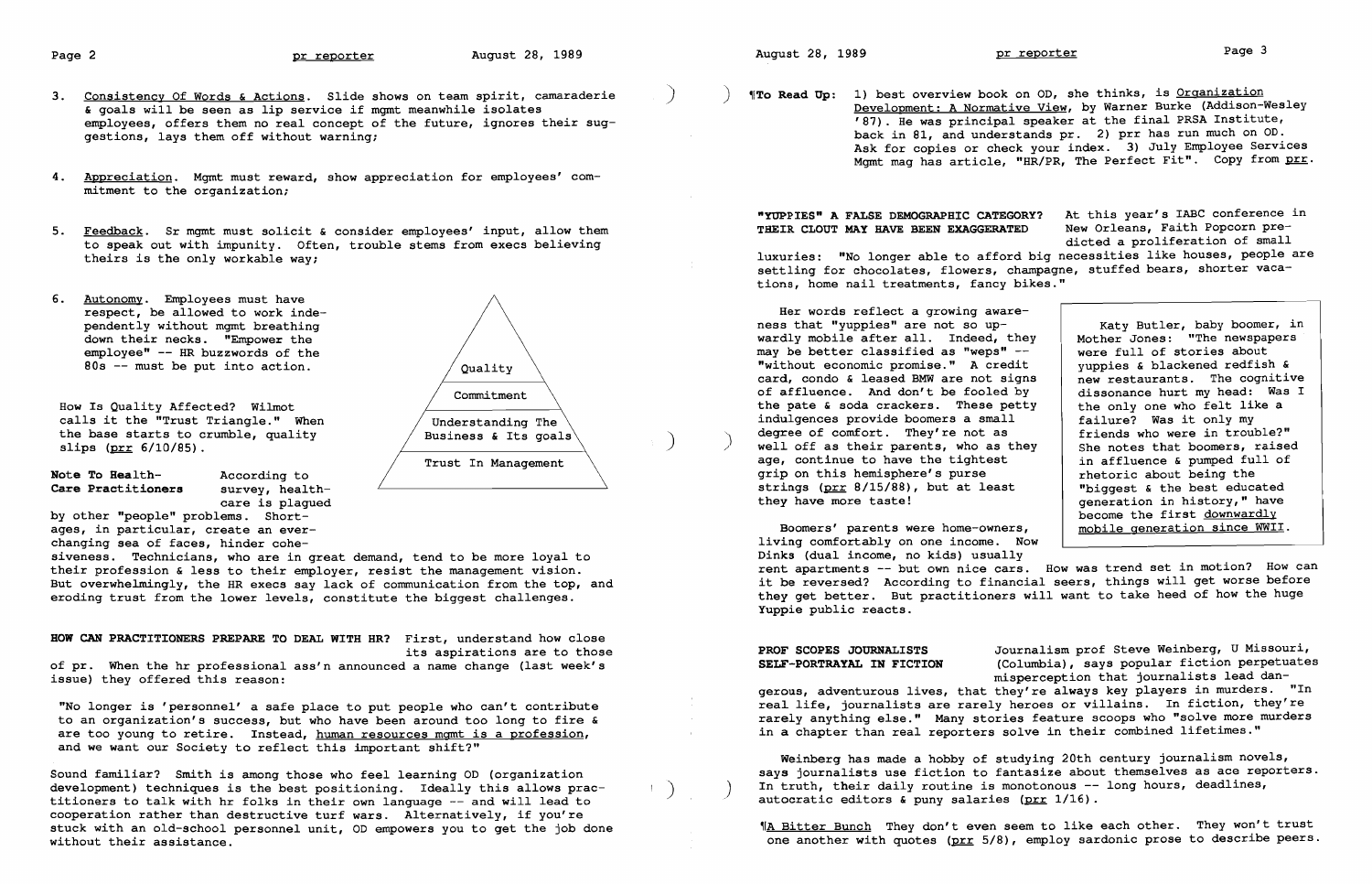3. Consistency Of Words & Actions. Slide shows on team spirit, camaraderie & goals will be seen as lip service if mgmt meanwhile isolates employees, offers them no real concept of the future, ignores their suggestions, lays them off without warning;

4. Appreciation. Mgmt must reward, show appreciation for employees' commitment to the organization;

5. Feedback. Sr mgmt must solicit & consider employees' input, allow them to speak out with impunity. Often, trouble stems from execs believing theirs is the only workable way;

6. Autonomy. Employees must have respect, be allowed to work independently without mgmt breathing down their necks. "Empower the employee" -- HR buzzwords of the 80s -- must be put into action.

Quality

Commitment

Understanding The Business & Its goals

Trust In Management

How Is Quality Affected? Wilmot calls it the "Trust Triangle." When the base starts to crumble, quality slips (prr 6/10/85).

**Note To Health-Care Practitioners** According to survey, health-care is plagued by other "people" problems. Shortages, in particular, create an ever-changing sea of faces, hinder cohesiveness. Technicians, who are in great demand, tend to be more loyal to their profession & less to their employer, resist the management vision. But overwhelmingly, the HR execs say lack of communication from the top, and eroding trust from the lower levels, constitute the biggest challenges.

**HOW CAN PRACTITIONERS PREPARE TO DEAL WITH HR?** First, understand how close its aspirations are to those of pr. When the hr professional ass'n announced a name change (last week's issue) they offered this reason:

"No longer is 'personnel' a safe place to put people who can't contribute to an organization's success, but who have been around too long to fire & are too young to retire. Instead, human resources mgmt is a profession, and we want our Society to reflect this important shift?"

Sound familiar? Smith is among those who feel learning OD (organization development) techniques is the best positioning. Ideally this allows practitioners to talk with hr folks in their own language -- and will lead to cooperation rather than destructive turf wars. Alternatively, if you're stuck with an old-school personnel unit, OD empowers you to get the job done without their assistance.

¶**To Read Up:** 1) best overview book on OD, she thinks, is Organization Development: A Normative View, by Warner Burke (Addison-Wesley '87). He was principal speaker at the final PRSA Institute, back in 81, and understands pr. 2) prr has run much on OD. Ask for copies or check your index. 3) July Employee Services Mgmt mag has article, "HR/PR, The Perfect Fit". Copy from prr.

**"YUPPIES" A FALSE DEMOGRAPHIC CATEGORY? THEIR CLOUT MAY HAVE BEEN EXAGGERATED** At this year's IABC conference in New Orleans, Faith Popcorn predicted a proliferation of small luxuries: "No longer able to afford big necessities like houses, people are settling for chocolates, flowers, champagne, stuffed bears, shorter vacations, home nail treatments, fancy bikes."

Her words reflect a growing awareness that "yuppies" are not so upwardly mobile after all. Indeed, they may be better classified as "weps" -- "without economic promise." A credit card, condo & leased BMW are not signs of affluence. And don't be fooled by the pate & soda crackers. These petty indulgences provide boomers a small degree of comfort. They're not as well off as their parents, who as they age, continue to have the tightest grip on this hemisphere's purse strings (prr 8/15/88), but at least they have more taste!

> Katy Butler, baby boomer, in Mother Jones: "The newspapers were full of stories about yuppies & blackened redfish & new restaurants. The cognitive dissonance hurt my head: Was I the only one who felt like a failure? Was it only my friends who were in trouble?" She notes that boomers, raised in affluence & pumped full of rhetoric about being the "biggest & the best educated generation in history," have become the first downwardly mobile generation since WWII.

Boomers' parents were home-owners, living comfortably on one income. Now Dinks (dual income, no kids) usually rent apartments -- but own nice cars. How was trend set in motion? How can it be reversed? According to financial seers, things will get worse before they get better. But practitioners will want to take heed of how the huge Yuppie public reacts.

**PROF SCOPES JOURNALISTS SELF-PORTRAYAL IN FICTION** Journalism prof Steve Weinberg, U Missouri, (Columbia), says popular fiction perpetuates misperception that journalists lead dangerous, adventurous lives, that they're always key players in murders. "In real life, journalists are rarely heroes or villains. In fiction, they're rarely anything else." Many stories feature scoops who "solve more murders in a chapter than real reporters solve in their combined lifetimes."

Weinberg has made a hobby of studying 20th century journalism novels, says journalists use fiction to fantasize about themselves as ace reporters. In truth, their daily routine is monotonous -- long hours, deadlines, autocratic editors & puny salaries (prr 1/16).

¶A Bitter Bunch They don't even seem to like each other. They won't trust one another with quotes (prr 5/8), employ sardonic prose to describe peers.